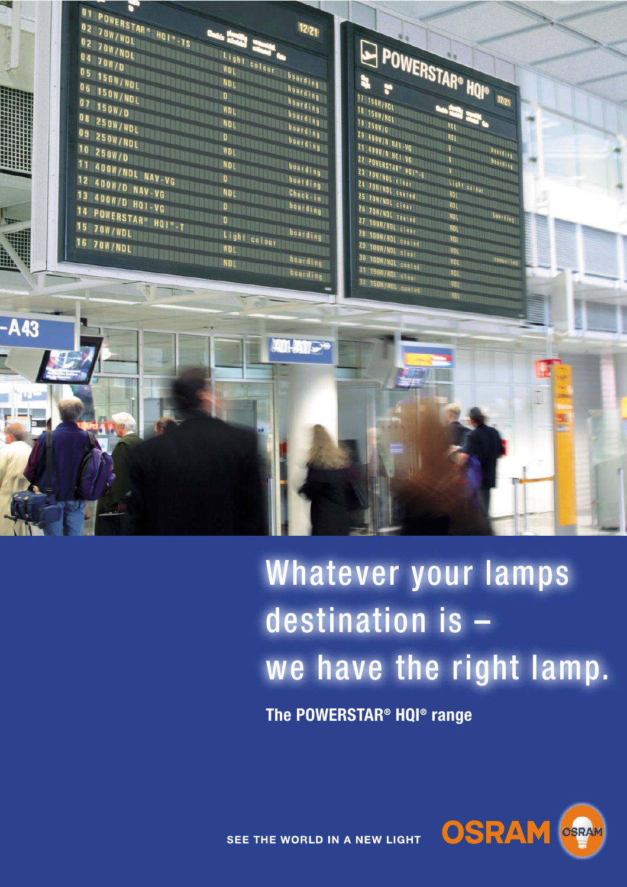# Whatever your lamps destination is – we have the right lamp.

**The POWERSTAR® HQI® range**

SEE THE WORLD IN A NEW LIGHT

OSRAM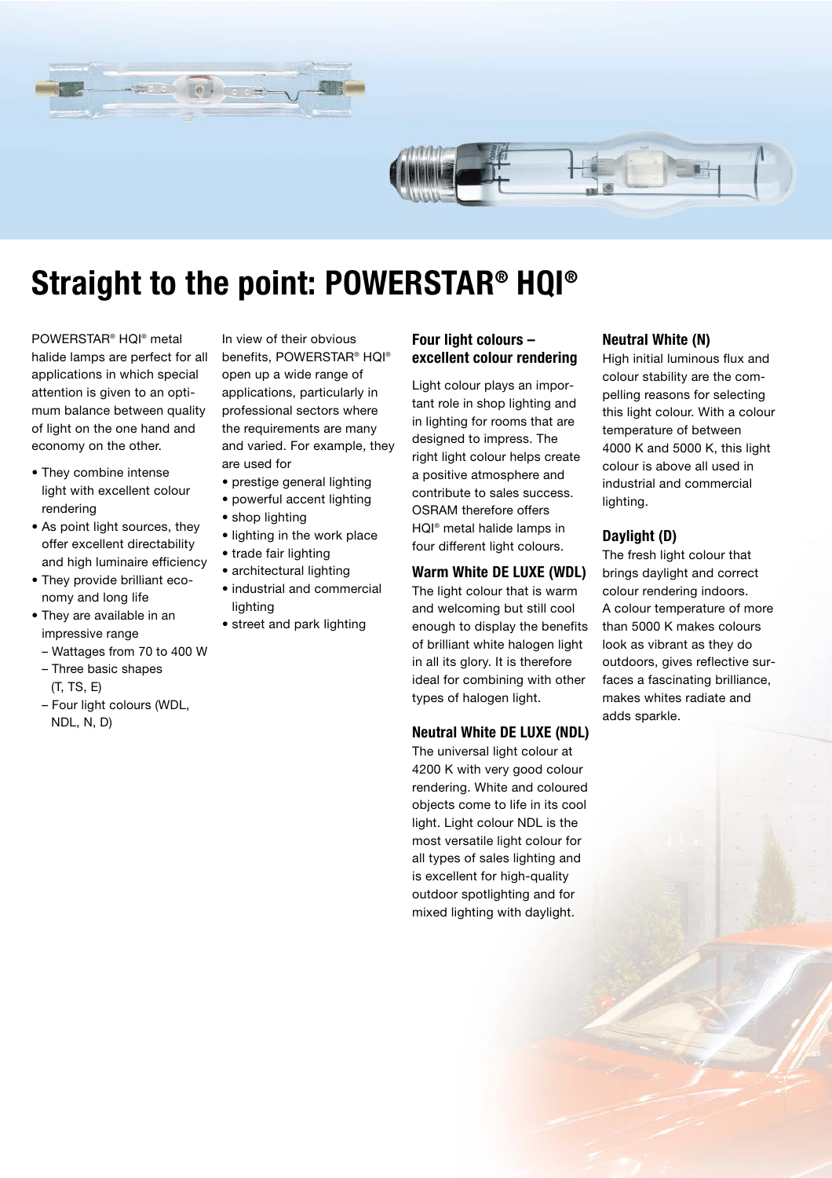# Straight to the point: POWERSTAR® HQI®

POWERSTAR® HQI® metal halide lamps are perfect for all applications in which special attention is given to an optimum balance between quality of light on the one hand and economy on the other.

- They combine intense light with excellent colour rendering
- As point light sources, they offer excellent directability and high luminaire efficiency
- They provide brilliant economy and long life
- They are available in an impressive range
  - Wattages from 70 to 400 W
  - Three basic shapes (T, TS, E)
  - Four light colours (WDL, NDL, N, D)

In view of their obvious benefits, POWERSTAR® HQI® open up a wide range of applications, particularly in professional sectors where the requirements are many and varied. For example, they are used for

- prestige general lighting
- powerful accent lighting
- shop lighting
- lighting in the work place
- trade fair lighting
- architectural lighting
- industrial and commercial lighting
- street and park lighting

## Four light colours – excellent colour rendering

Light colour plays an important role in shop lighting and in lighting for rooms that are designed to impress. The right light colour helps create a positive atmosphere and contribute to sales success. OSRAM therefore offers HQI® metal halide lamps in four different light colours.

### Warm White DE LUXE (WDL)

The light colour that is warm and welcoming but still cool enough to display the benefits of brilliant white halogen light in all its glory. It is therefore ideal for combining with other types of halogen light.

### Neutral White DE LUXE (NDL)

The universal light colour at 4200 K with very good colour rendering. White and coloured objects come to life in its cool light. Light colour NDL is the most versatile light colour for all types of sales lighting and is excellent for high-quality outdoor spotlighting and for mixed lighting with daylight.

### Neutral White (N)

High initial luminous flux and colour stability are the compelling reasons for selecting this light colour. With a colour temperature of between 4000 K and 5000 K, this light colour is above all used in industrial and commercial lighting.

### Daylight (D)

The fresh light colour that brings daylight and correct colour rendering indoors. A colour temperature of more than 5000 K makes colours look as vibrant as they do outdoors, gives reflective surfaces a fascinating brilliance, makes whites radiate and adds sparkle.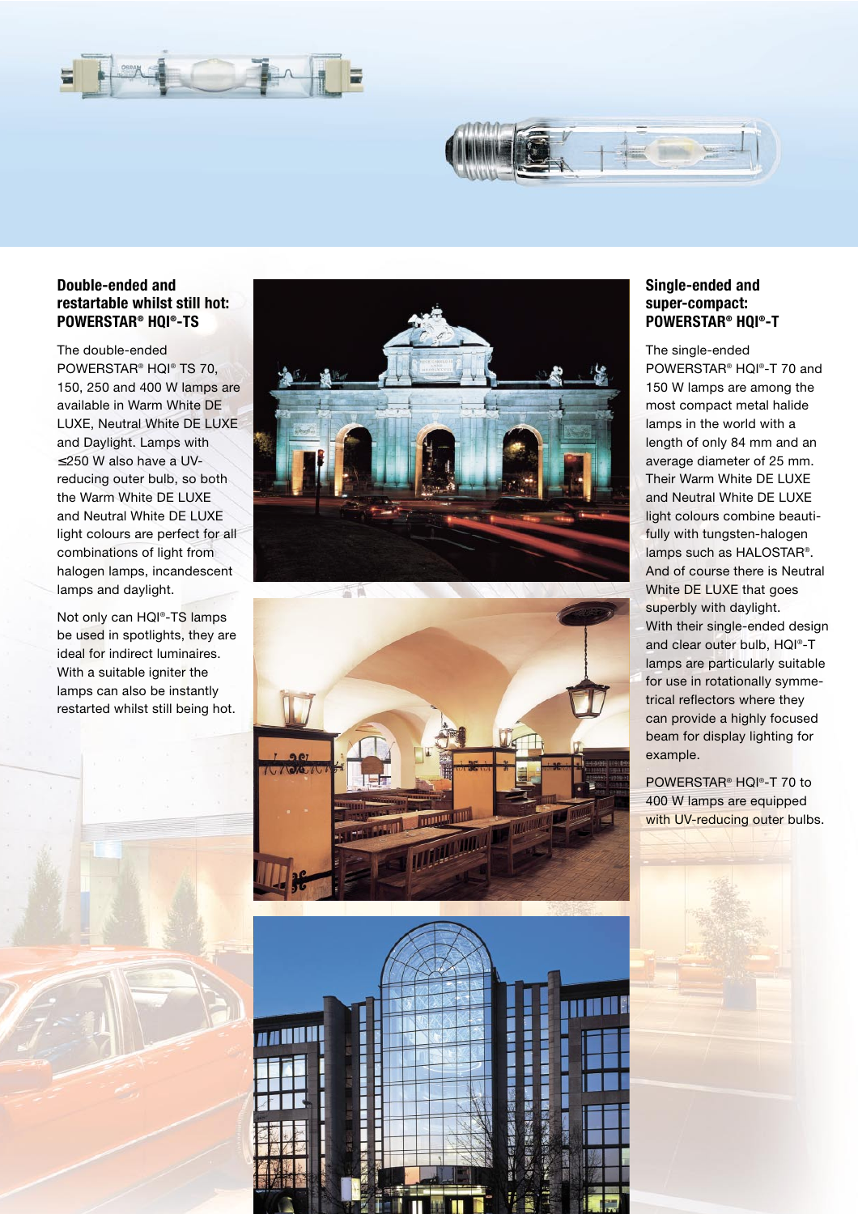## Double-ended and restartable whilst still hot: POWERSTAR® HQI®-TS

The double-ended POWERSTAR® HQI® TS 70, 150, 250 and 400 W lamps are available in Warm White DE LUXE, Neutral White DE LUXE and Daylight. Lamps with ≤250 W also have a UV-reducing outer bulb, so both the Warm White DE LUXE and Neutral White DE LUXE light colours are perfect for all combinations of light from halogen lamps, incandescent lamps and daylight.

Not only can HQI®-TS lamps be used in spotlights, they are ideal for indirect luminaires. With a suitable igniter the lamps can also be instantly restarted whilst still being hot.

## Single-ended and super-compact: POWERSTAR® HQI®-T

The single-ended POWERSTAR® HQI®-T 70 and 150 W lamps are among the most compact metal halide lamps in the world with a length of only 84 mm and an average diameter of 25 mm. Their Warm White DE LUXE and Neutral White DE LUXE light colours combine beautifully with tungsten-halogen lamps such as HALOSTAR®. And of course there is Neutral White DE LUXE that goes superbly with daylight. With their single-ended design and clear outer bulb, HQI®-T lamps are particularly suitable for use in rotationally symmetrical reflectors where they can provide a highly focused beam for display lighting for example.

POWERSTAR® HQI®-T 70 to 400 W lamps are equipped with UV-reducing outer bulbs.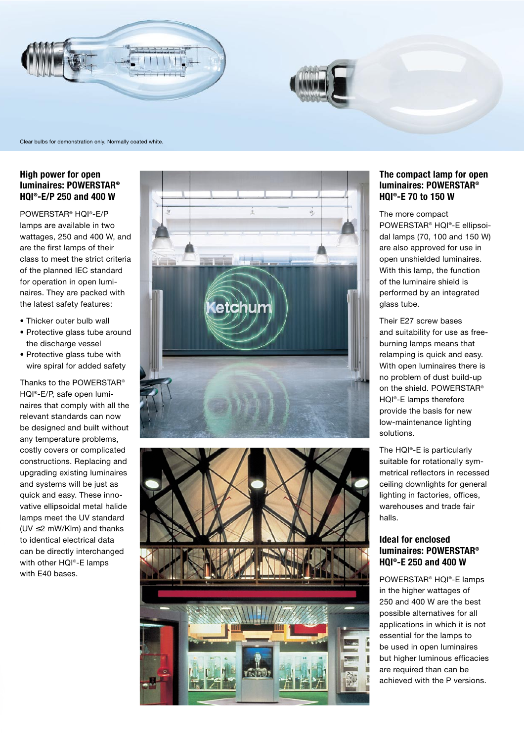Clear bulbs for demonstration only. Normally coated white.

### High power for open luminaires: POWERSTAR® HQI®-E/P 250 and 400 W

POWERSTAR® HQI®-E/P lamps are available in two wattages, 250 and 400 W, and are the first lamps of their class to meet the strict criteria of the planned IEC standard for operation in open luminaires. They are packed with the latest safety features:

- Thicker outer bulb wall
- Protective glass tube around the discharge vessel
- Protective glass tube with wire spiral for added safety

Thanks to the POWERSTAR® HQI®-E/P, safe open luminaires that comply with all the relevant standards can now be designed and built without any temperature problems, costly covers or complicated constructions. Replacing and upgrading existing luminaires and systems will be just as quick and easy. These innovative ellipsoidal metal halide lamps meet the UV standard (UV ≤2 mW/Klm) and thanks to identical electrical data can be directly interchanged with other HQI®-E lamps with E40 bases.

### The compact lamp for open luminaires: POWERSTAR® HQI®-E 70 to 150 W

The more compact POWERSTAR® HQI®-E ellipsoidal lamps (70, 100 and 150 W) are also approved for use in open unshielded luminaires. With this lamp, the function of the luminaire shield is performed by an integrated glass tube.

Their E27 screw bases and suitability for use as free-burning lamps means that relamping is quick and easy. With open luminaires there is no problem of dust build-up on the shield. POWERSTAR® HQI®-E lamps therefore provide the basis for new low-maintenance lighting solutions.

The HQI®-E is particularly suitable for rotationally symmetrical reflectors in recessed ceiling downlights for general lighting in factories, offices, warehouses and trade fair halls.

### Ideal for enclosed luminaires: POWERSTAR® HQI®-E 250 and 400 W

POWERSTAR® HQI®-E lamps in the higher wattages of 250 and 400 W are the best possible alternatives for all applications in which it is not essential for the lamps to be used in open luminaires but higher luminous efficacies are required than can be achieved with the P versions.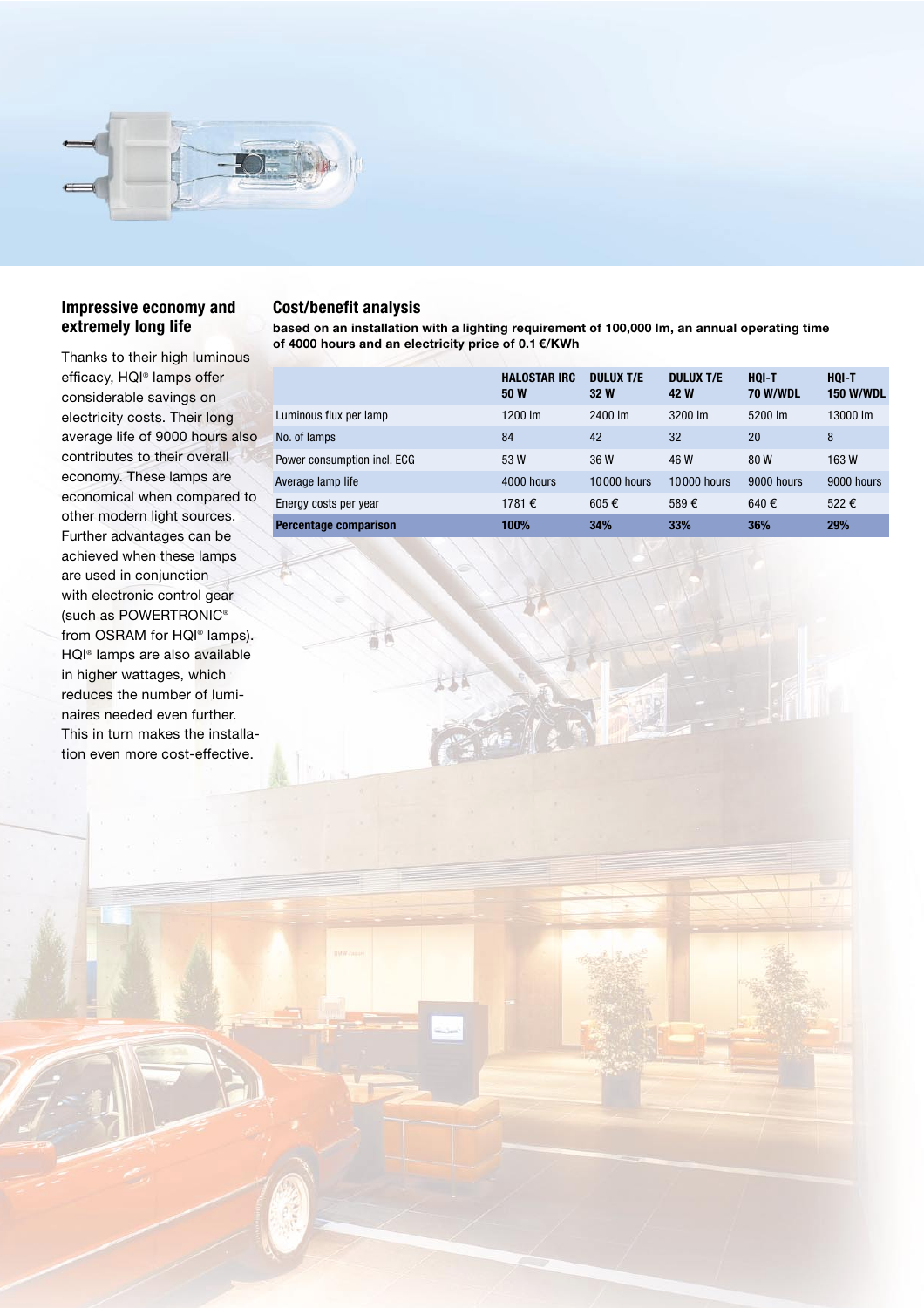## Impressive economy and extremely long life

Thanks to their high luminous efficacy, HQI® lamps offer considerable savings on electricity costs. Their long average life of 9000 hours also contributes to their overall economy. These lamps are economical when compared to other modern light sources. Further advantages can be achieved when these lamps are used in conjunction with electronic control gear (such as POWERTRONIC® from OSRAM for HQI® lamps). HQI® lamps are also available in higher wattages, which reduces the number of luminaires needed even further. This in turn makes the installation even more cost-effective.

## Cost/benefit analysis

**based on an installation with a lighting requirement of 100,000 lm, an annual operating time of 4000 hours and an electricity price of 0.1 €/KWh**

| | HALOSTAR IRC 50 W | DULUX T/E 32 W | DULUX T/E 42 W | HQI-T 70 W/WDL | HQI-T 150 W/WDL |
|---|---|---|---|---|---|
| Luminous flux per lamp | 1200 lm | 2400 lm | 3200 lm | 5200 lm | 13000 lm |
| No. of lamps | 84 | 42 | 32 | 20 | 8 |
| Power consumption incl. ECG | 53 W | 36 W | 46 W | 80 W | 163 W |
| Average lamp life | 4000 hours | 10000 hours | 10000 hours | 9000 hours | 9000 hours |
| Energy costs per year | 1781 € | 605 € | 589 € | 640 € | 522 € |
| **Percentage comparison** | **100%** | **34%** | **33%** | **36%** | **29%** |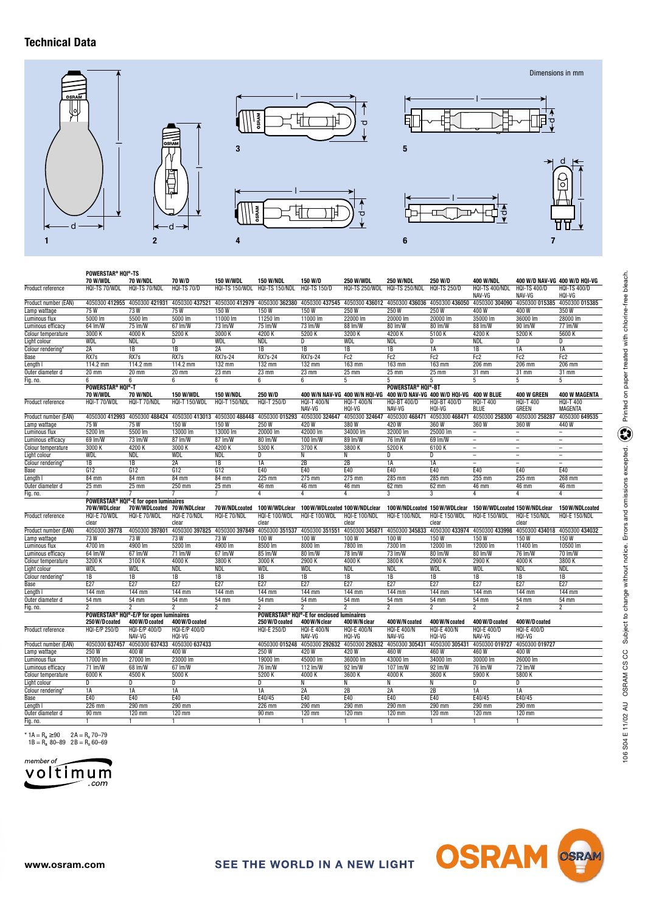## Technical Data

Dimensions in mm

1 2 3 4 5 6 7

| POWERSTAR® HQI®-TS | 70 W/WDL | 70 W/NDL | 70 W/D | 150 W/WDL | 150 W/NDL | 150 W/D | 250 W/WDL | 250 W/NDL | 250 W/D | 400 W/NDL | 400 W/D NAV-VG | 400 W/D HQI-VG |
|---|---|---|---|---|---|---|---|---|---|---|---|---|
| Product reference | HQI-TS 70/WDL | HQI-TS 70/NDL | HQI-TS 70/D | HQI-TS 150/WDL | HQI-TS 150/NDL | HQI-TS 150/D | HQI-TS 250/WDL | HQI-TS 250/NDL | HQI-TS 250/D | HQI-TS 400/NDL NAV-VG | HQI-TS 400/D NAV-VG | HQI-TS 400/D HQI-VG |
| Product number (EAN) | 4050300 412955 | 4050300 421931 | 4050300 437521 | 4050300 412979 | 4050300 362380 | 4050300 437545 | 4050300 436012 | 4050300 436036 | 4050300 436050 | 4050300 304090 | 4050300 015385 | 4050300 015385 |
| Lamp wattage | 75 W | 73 W | 75 W | 150 W | 150 W | 150 W | 250 W | 250 W | 250 W | 400 W | 400 W | 350 W |
| Luminous flux | 5000 lm | 5500 lm | 5000 lm | 11000 lm | 11250 lm | 11000 lm | 22000 lm | 20000 lm | 20000 lm | 35000 lm | 36000 lm | 28000 lm |
| Luminous efficacy | 64 lm/W | 75 lm/W | 67 lm/W | 73 lm/W | 75 lm/W | 73 lm/W | 88 lm/W | 80 lm/W | 80 lm/W | 88 lm/W | 90 lm/W | 77 lm/W |
| Colour temperature | 3000 K | 4000 K | 5200 K | 3000 K | 4200 K | 5200 K | 3200 K | 4200 K | 5100 K | 4200 K | 5200 K | 5600 K |
| Light colour | WDL | NDL | D | WDL | NDL | D | WDL | NDL | D | NDL | D | D |
| Colour rendering* | 2A | 1B | 1B | 2A | 1B | 1B | 1B | 1B | 1A | 1B | 1A | 1A |
| Base | RX7s | RX7s | RX7s | RX7s-24 | RX7s-24 | RX7s-24 | Fc2 | Fc2 | Fc2 | Fc2 | Fc2 | Fc2 |
| Length l | 114.2 mm | 114.2 mm | 114.2 mm | 132 mm | 132 mm | 132 mm | 163 mm | 163 mm | 163 mm | 206 mm | 206 mm | 206 mm |
| Outer diameter d | 20 mm | 20 mm | 20 mm | 23 mm | 23 mm | 23 mm | 25 mm | 25 mm | 25 mm | 31 mm | 31 mm | 31 mm |
| Fig. no. | 6 | 6 | 6 | 6 | 6 | 6 | 5 | 5 | 5 | 5 | 5 | 5 |

| POWERSTAR® HQI®-T / POWERSTAR® HQI®-BT | 70 W/WDL | 70 W/NDL | 150 W/WDL | 150 W/NDL | 250 W/D | 400 W/N NAV-VG | 400 W/N HQI-VG | 400 W/D NAV-VG (BT) | 400 W/D HQI-VG (BT) | 400 W BLUE | 400 W GREEN | 400 W MAGENTA |
|---|---|---|---|---|---|---|---|---|---|---|---|---|
| Product reference | HQI-T 70/WDL | HQI-T 70/NDL | HQI-T 150/WDL | HQI-T 150/NDL | HQI-T 250/D | HQI-T 400/N NAV-VG | HQI-T 400/N HQI-VG | HQI-BT 400/D NAV-VG | HQI-BT 400/D HQI-VG | HQI-T 400 BLUE | HQI-T 400 GREEN | HQI-T 400 MAGENTA |
| Product number (EAN) | 4050300 412993 | 4050300 488424 | 4050300 413013 | 4050300 488448 | 4050300 015293 | 4050300 324647 | 4050300 324647 | 4050300 468471 | 4050300 468471 | 4050300 258300 | 4050300 258287 | 4050300 649535 |
| Lamp wattage | 75 W | 75 W | 150 W | 150 W | 250 W | 420 W | 380 W | 420 W | 360 W | 360 W | 360 W | 440 W |
| Luminous flux | 5200 lm | 5500 lm | 13000 lm | 13000 lm | 20000 lm | 42000 lm | 34000 lm | 32000 lm | 25000 lm | – | – | – |
| Luminous efficacy | 69 lm/W | 73 lm/W | 87 lm/W | 87 lm/W | 80 lm/W | 100 lm/W | 89 lm/W | 76 lm/W | 69 lm/W | – | – | – |
| Colour temperature | 3000 K | 4200 K | 3000 K | 4200 K | 5300 K | 3700 K | 3800 K | 5200 K | 6100 K | – | – | – |
| Light colour | WDL | NDL | WDL | NDL | D | N | N | D | D | – | – | – |
| Colour rendering* | 1B | 1B | 2A | 1B | 1A | 2B | 2B | 1A | 1A | – | – | – |
| Base | G12 | G12 | G12 | G12 | E40 | E40 | E40 | E40 | E40 | E40 | E40 | E40 |
| Length l | 84 mm | 84 mm | 84 mm | 84 mm | 225 mm | 275 mm | 275 mm | 285 mm | 285 mm | 255 mm | 255 mm | 268 mm |
| Outer diameter d | 25 mm | 25 mm | 250 mm | 25 mm | 46 mm | 46 mm | 46 mm | 62 mm | 62 mm | 46 mm | 46 mm | 46 mm |
| Fig. no. | 7 | 7 | 7 | 7 | 4 | 4 | 4 | 3 | 3 | 4 | 4 | 4 |

| POWERSTAR® HQI®-E for open luminaires | 70 W/WDLclear | 70 W/WDLcoated | 70 W/NDLclear | 70 W/NDLcoated | 100 W/WDLclear | 100 W/WDLcoated | 100 W/NDLclear | 100 W/NDLcoated | 150 W/WDLclear | 150 W/WDLcoated | 150 W/NDLclear | 150 W/NDLcoated |
|---|---|---|---|---|---|---|---|---|---|---|---|---|
| Product reference | HQI-E 70/WDL clear | HQI-E 70/WDL | HQI-E 70/NDL clear | HQI-E 70/NDL | HQI-E 100/WDL clear | HQI-E 100/WDL | HQI-E 100/NDL clear | HQI-E 100/NDL | HQI-E 150/WDL clear | HQI-E 150/WDL | HQI-E 150/NDL clear | HQI-E 150/NDL |
| Product number (EAN) | 4050300 39778 | 4050300 397801 | 4050300 397825 | 4050300 397849 | 4050300 351537 | 4050300 351551 | 4050300 345671 | 4050300 345833 | 4050300 433974 | 4050300 433998 | 4050300 434018 | 4050300 434032 |
| Lamp wattage | 73 W | 73 W | 73 W | 73 W | 100 W | 100 W | 100 W | 100 W | 150 W | 150 W | 150 W | 150 W |
| Luminous flux | 4700 lm | 4900 lm | 5200 lm | 4900 lm | 8500 lm | 8000 lm | 7800 lm | 7300 lm | 12000 lm | 12000 lm | 11400 lm | 10500 lm |
| Luminous efficacy | 64 lm/W | 67 lm/W | 71 lm/W | 67 lm/W | 85 lm/W | 80 lm/W | 78 lm/W | 73 lm/W | 80 lm/W | 80 lm/W | 76 lm/W | 70 lm/W |
| Colour temperature | 3200 K | 3100 K | 4000 K | 3800 K | 3000 K | 2900 K | 4000 K | 3800 K | 2900 K | 2900 K | 4000 K | 3800 K |
| Light colour | WDL | WDL | NDL | NDL | WDL | WDL | NDL | NDL | WDL | WDL | NDL | NDL |
| Colour rendering* | 1B | 1B | 1B | 1B | 1B | 1B | 1B | 1B | 1B | 1B | 1B | 1B |
| Base | E27 | E27 | E27 | E27 | E27 | E27 | E27 | E27 | E27 | E27 | E27 | E27 |
| Length l | 144 mm | 144 mm | 144 mm | 144 mm | 144 mm | 144 mm | 144 mm | 144 mm | 144 mm | 144 mm | 144 mm | 144 mm |
| Outer diameter d | 54 mm | 54 mm | 54 mm | 54 mm | 54 mm | 54 mm | 54 mm | 54 mm | 54 mm | 54 mm | 54 mm | 54 mm |
| Fig. no. | 2 | 2 | 2 | 2 | 2 | 2 | 2 | 2 | 2 | 2 | 2 | 2 |

| POWERSTAR® HQI®-E/P for open luminaires / POWERSTAR® HQI®-E for enclosed luminaires | 250 W/D coated | 400 W/D coated | 400 W/D coated | | 250 W/D coated | 400 W/N clear | 400 W/N clear | 400 W/N coated | 400 W/N coated | 400 W/D coated | 400 W/D coated | |
|---|---|---|---|---|---|---|---|---|---|---|---|---|
| Product reference | HQI-E/P 250/D | HQI-E/P 400/D NAV-VG | HQI-E/P 400/D HQI-VG | | HQI-E 250/D | HQI-E 400/N NAV-VG | HQI-E 400/N HQI-VG | HQI-E 400/N NAV-VG | HQI-E 400/N HQI-VG | HQI-E 400/D NAV-VG | HQI-E 400/D HQI-VG | |
| Product number (EAN) | 4050300 637457 | 4050300 637433 | 4050300 637433 | | 4050300 015248 | 4050300 292632 | 4050300 292632 | 4050300 305431 | 4050300 305431 | 4050300 019727 | 4050300 019727 | |
| Lamp wattage | 250 W | 400 W | 400 W | | 250 W | 420 W | 420 W | 460 W | 460 W | 460 W | 400 W | |
| Luminous flux | 17000 lm | 27000 lm | 23000 lm | | 19000 lm | 45000 lm | 36000 lm | 43000 lm | 34000 lm | 30000 lm | 26000 lm | |
| Luminous efficacy | 71 lm/W | 68 lm/W | 67 lm/W | | 76 lm/W | 112 lm/W | 92 lm/W | 107 lm/W | 92 lm/W | 76 lm/W | 72 lm/W | |
| Colour temperature | 6000 K | 4500 K | 5000 K | | 5200 K | 4000 K | 3600 K | 4000 K | 3600 K | 5900 K | 5800 K | |
| Light colour | D | D | D | | D | N | N | N | N | D | D | |
| Colour rendering* | 1A | 1A | 1A | | 1A | 2A | 2B | 2A | 2B | 1A | 1A | |
| Base | E40 | E40 | E40 | | E40/45 | E40 | E40 | E40 | E40 | E40/45 | E40/45 | |
| Length l | 226 mm | 290 mm | 290 mm | | 226 mm | 290 mm | 290 mm | 290 mm | 290 mm | 290 mm | 290 mm | |
| Outer diameter d | 90 mm | 120 mm | 120 mm | | 90 mm | 120 mm | 120 mm | 120 mm | 120 mm | 120 mm | 120 mm | |
| Fig. no. | 1 | 1 | 1 | | 1 | 1 | 1 | 1 | 1 | 1 | 1 | |

\* 1A = $R_a$ ≥90   2A = $R_a$ 70–79
1B = $R_a$ 80–89   2B = $R_a$ 60–69

member of voltimum.com

www.osram.com

SEE THE WORLD IN A NEW LIGHT

OSRAM

106 S04 E 11/02 AU   OSRAM CS CC   Subject to change without notice. Errors and omissions excepted.   Printed on paper treated with chlorine-free bleach.